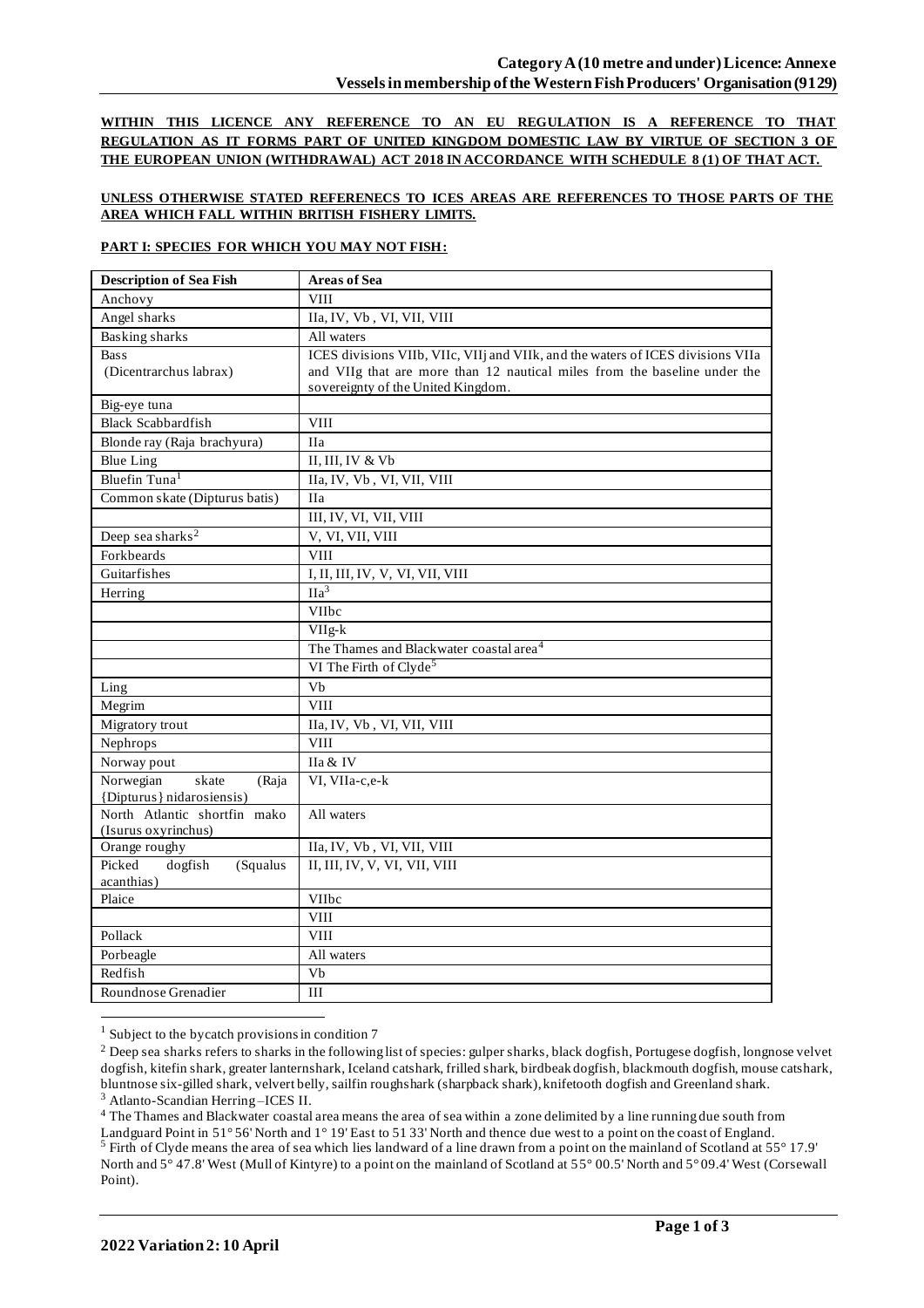# Category A (10 metre and under) Licence: Annexe
## Vessels in membership of the Western Fish Producers' Organisation (9129)

**WITHIN THIS LICENCE ANY REFERENCE TO AN EU REGULATION IS A REFERENCE TO THAT REGULATION AS IT FORMS PART OF UNITED KINGDOM DOMESTIC LAW BY VIRTUE OF SECTION 3 OF THE EUROPEAN UNION (WITHDRAWAL) ACT 2018 IN ACCORDANCE WITH SCHEDULE 8 (1) OF THAT ACT.**

**UNLESS OTHERWISE STATED REFERENECS TO ICES AREAS ARE REFERENCES TO THOSE PARTS OF THE AREA WHICH FALL WITHIN BRITISH FISHERY LIMITS.**

**PART I: SPECIES FOR WHICH YOU MAY NOT FISH:**

| Description of Sea Fish | Areas of Sea |
|---|---|
| Anchovy | VIII |
| Angel sharks | IIa, IV, Vb , VI, VII, VIII |
| Basking sharks | All waters |
| Bass (Dicentrarchus labrax) | ICES divisions VIIb, VIIc, VIIj and VIIk, and the waters of ICES divisions VIIa and VIIg that are more than 12 nautical miles from the baseline under the sovereignty of the United Kingdom. |
| Big-eye tuna | |
| Black Scabbardfish | VIII |
| Blonde ray (Raja brachyura) | IIa |
| Blue Ling | II, III, IV & Vb |
| Bluefin Tuna[1] | IIa, IV, Vb , VI, VII, VIII |
| Common skate (Dipturus batis) | IIa |
| | III, IV, VI, VII, VIII |
| Deep sea sharks[2] | V, VI, VII, VIII |
| Forkbeards | VIII |
| Guitarfishes | I, II, III, IV, V, VI, VII, VIII |
| Herring | IIa[3] |
| | VIIbc |
| | VIIg-k |
| | The Thames and Blackwater coastal area[4] |
| | VI The Firth of Clyde[5] |
| Ling | Vb |
| Megrim | VIII |
| Migratory trout | IIa, IV, Vb , VI, VII, VIII |
| Nephrops | VIII |
| Norway pout | IIa & IV |
| Norwegian skate (Raja {Dipturus} nidarosiensis) | VI, VIIa-c,e-k |
| North Atlantic shortfin mako (Isurus oxyrinchus) | All waters |
| Orange roughy | IIa, IV, Vb , VI, VII, VIII |
| Picked dogfish (Squalus acanthias) | II, III, IV, V, VI, VII, VIII |
| Plaice | VIIbc |
| | VIII |
| Pollack | VIII |
| Porbeagle | All waters |
| Redfish | Vb |
| Roundnose Grenadier | III |

[1] Subject to the bycatch provisions in condition 7

[2] Deep sea sharks refers to sharks in the following list of species: gulper sharks, black dogfish, Portugese dogfish, longnose velvet dogfish, kitefin shark, greater lanternshark, Iceland catshark, frilled shark, birdbeak dogfish, blackmouth dogfish, mouse catshark, bluntnose six-gilled shark, velvert belly, sailfin roughshark (sharpback shark), knifetooth dogfish and Greenland shark.

[3] Atlanto-Scandian Herring –ICES II.

[4] The Thames and Blackwater coastal area means the area of sea within a zone delimited by a line running due south from Landguard Point in 51° 56' North and 1° 19' East to 51 33' North and thence due west to a point on the coast of England.

[5] Firth of Clyde means the area of sea which lies landward of a line drawn from a point on the mainland of Scotland at 55° 17.9' North and 5° 47.8' West (Mull of Kintyre) to a point on the mainland of Scotland at 55° 00.5' North and 5° 09.4' West (Corsewall Point).

2022 Variation 2: 10 April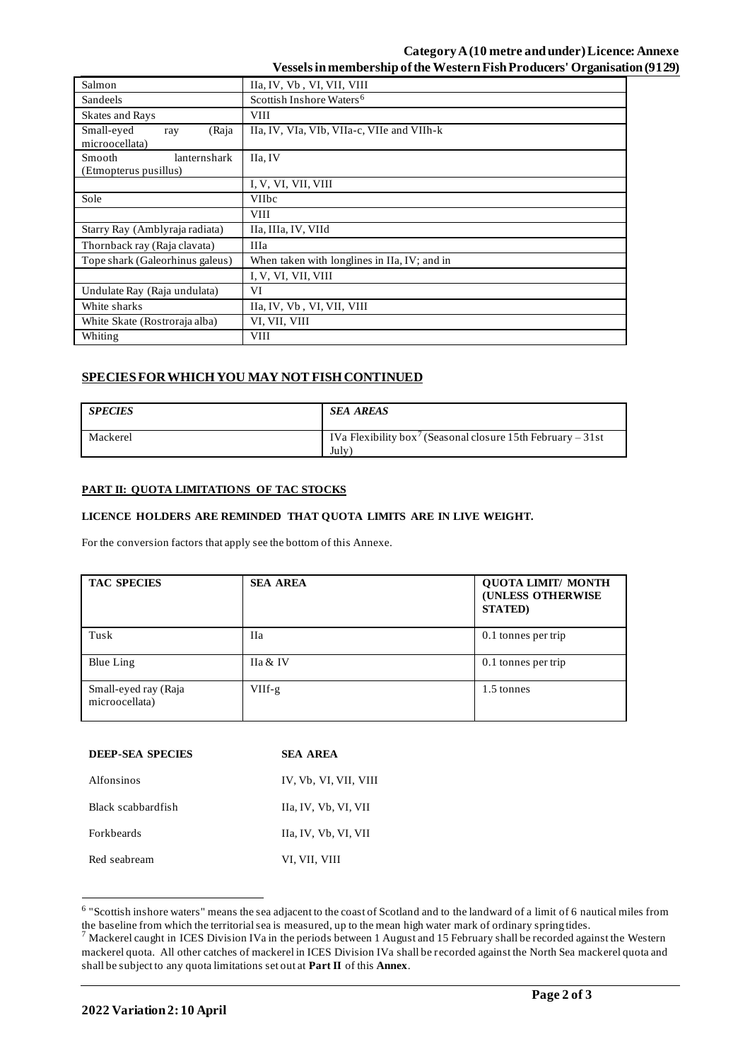| | |
|---|---|
| Salmon | IIa, IV, Vb , VI, VII, VIII |
| Sandeels | Scottish Inshore Waters[6] |
| Skates and Rays | VIII |
| Small-eyed ray (Raja microocellata) | IIa, IV, VIa, VIb, VIIa-c, VIIe and VIIh-k |
| Smooth lanternshark (Etmopterus pusillus) | IIa, IV |
| | I, V, VI, VII, VIII |
| Sole | VIIbc |
| | VIII |
| Starry Ray (Amblyraja radiata) | IIa, IIIa, IV, VIId |
| Thornback ray (Raja clavata) | IIIa |
| Tope shark (Galeorhinus galeus) | When taken with longlines in IIa, IV; and in |
| | I, V, VI, VII, VIII |
| Undulate Ray (Raja undulata) | VI |
| White sharks | IIa, IV, Vb , VI, VII, VIII |
| White Skate (Rostroraja alba) | VI, VII, VIII |
| Whiting | VIII |

## SPECIES FOR WHICH YOU MAY NOT FISH CONTINUED

| *SPECIES* | *SEA AREAS* |
|---|---|
| Mackerel | IVa Flexibility box[7] (Seasonal closure 15th February – 31st July) |

### PART II: QUOTA LIMITATIONS OF TAC STOCKS

**LICENCE HOLDERS ARE REMINDED THAT QUOTA LIMITS ARE IN LIVE WEIGHT.**

For the conversion factors that apply see the bottom of this Annexe.

| TAC SPECIES | SEA AREA | QUOTA LIMIT/ MONTH (UNLESS OTHERWISE STATED) |
|---|---|---|
| Tusk | IIa | 0.1 tonnes per trip |
| Blue Ling | IIa & IV | 0.1 tonnes per trip |
| Small-eyed ray (Raja microocellata) | VIIf-g | 1.5 tonnes |

| DEEP-SEA SPECIES | SEA AREA |
|---|---|
| Alfonsinos | IV, Vb, VI, VII, VIII |
| Black scabbardfish | IIa, IV, Vb, VI, VII |
| Forkbeards | IIa, IV, Vb, VI, VII |
| Red seabream | VI, VII, VIII |

[6] "Scottish inshore waters" means the sea adjacent to the coast of Scotland and to the landward of a limit of 6 nautical miles from the baseline from which the territorial sea is measured, up to the mean high water mark of ordinary spring tides.

[7] Mackerel caught in ICES Division IVa in the periods between 1 August and 15 February shall be recorded against the Western mackerel quota. All other catches of mackerel in ICES Division IVa shall be recorded against the North Sea mackerel quota and shall be subject to any quota limitations set out at **Part II** of this **Annex**.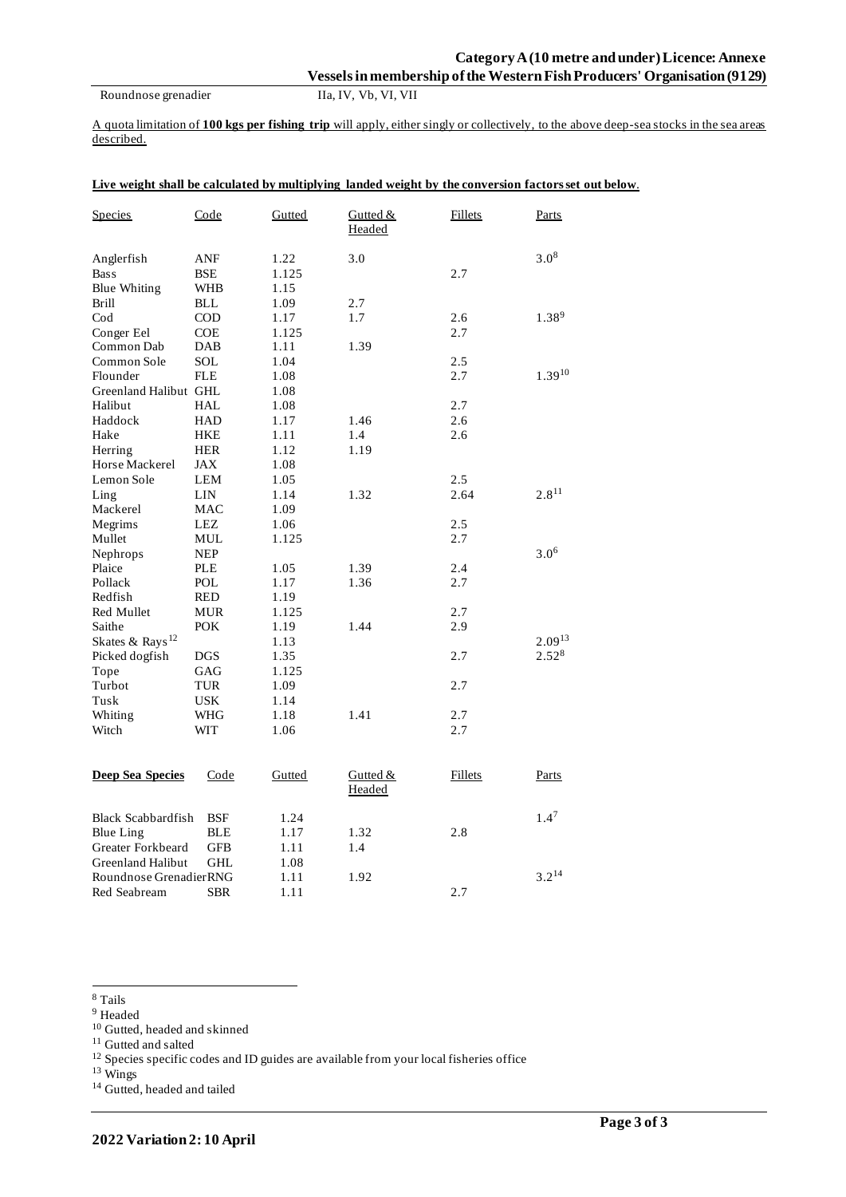Roundnose grenadier IIa, IV, Vb, VI, VII

A quota limitation of **100 kgs per fishing trip** will apply, either singly or collectively, to the above deep-sea stocks in the sea areas described.

**Live weight shall be calculated by multiplying landed weight by the conversion factors set out below**.

| Species | Code | Gutted | Gutted & Headed | Fillets | Parts |
|---|---|---|---|---|---|
| Anglerfish | ANF | 1.22 | 3.0 | | 3.0[8] |
| Bass | BSE | 1.125 | | 2.7 | |
| Blue Whiting | WHB | 1.15 | | | |
| Brill | BLL | 1.09 | 2.7 | | |
| Cod | COD | 1.17 | 1.7 | 2.6 | 1.38[9] |
| Conger Eel | COE | 1.125 | | 2.7 | |
| Common Dab | DAB | 1.11 | 1.39 | | |
| Common Sole | SOL | 1.04 | | 2.5 | |
| Flounder | FLE | 1.08 | | 2.7 | 1.39[10] |
| Greenland Halibut | GHL | 1.08 | | | |
| Halibut | HAL | 1.08 | | 2.7 | |
| Haddock | HAD | 1.17 | 1.46 | 2.6 | |
| Hake | HKE | 1.11 | 1.4 | 2.6 | |
| Herring | HER | 1.12 | 1.19 | | |
| Horse Mackerel | JAX | 1.08 | | | |
| Lemon Sole | LEM | 1.05 | | 2.5 | |
| Ling | LIN | 1.14 | 1.32 | 2.64 | 2.8[11] |
| Mackerel | MAC | 1.09 | | | |
| Megrims | LEZ | 1.06 | | 2.5 | |
| Mullet | MUL | 1.125 | | 2.7 | |
| Nephrops | NEP | | | | 3.0[6] |
| Plaice | PLE | 1.05 | 1.39 | 2.4 | |
| Pollack | POL | 1.17 | 1.36 | 2.7 | |
| Redfish | RED | 1.19 | | | |
| Red Mullet | MUR | 1.125 | | 2.7 | |
| Saithe | POK | 1.19 | 1.44 | 2.9 | |
| Skates & Rays[12] | | 1.13 | | | 2.09[13] |
| Picked dogfish | DGS | 1.35 | | 2.7 | 2.52[8] |
| Tope | GAG | 1.125 | | | |
| Turbot | TUR | 1.09 | | 2.7 | |
| Tusk | USK | 1.14 | | | |
| Whiting | WHG | 1.18 | 1.41 | 2.7 | |
| Witch | WIT | 1.06 | | 2.7 | |

| **Deep Sea Species** | Code | Gutted | Gutted & Headed | Fillets | Parts |
|---|---|---|---|---|---|
| Black Scabbardfish | BSF | 1.24 | | | 1.4[7] |
| Blue Ling | BLE | 1.17 | 1.32 | 2.8 | |
| Greater Forkbeard | GFB | 1.11 | 1.4 | | |
| Greenland Halibut | GHL | 1.08 | | | |
| Roundnose Grenadier | RNG | 1.11 | 1.92 | | 3.2[14] |
| Red Seabream | SBR | 1.11 | | 2.7 | |

[8] Tails
[9] Headed
[10] Gutted, headed and skinned
[11] Gutted and salted
[12] Species specific codes and ID guides are available from your local fisheries office
[13] Wings
[14] Gutted, headed and tailed